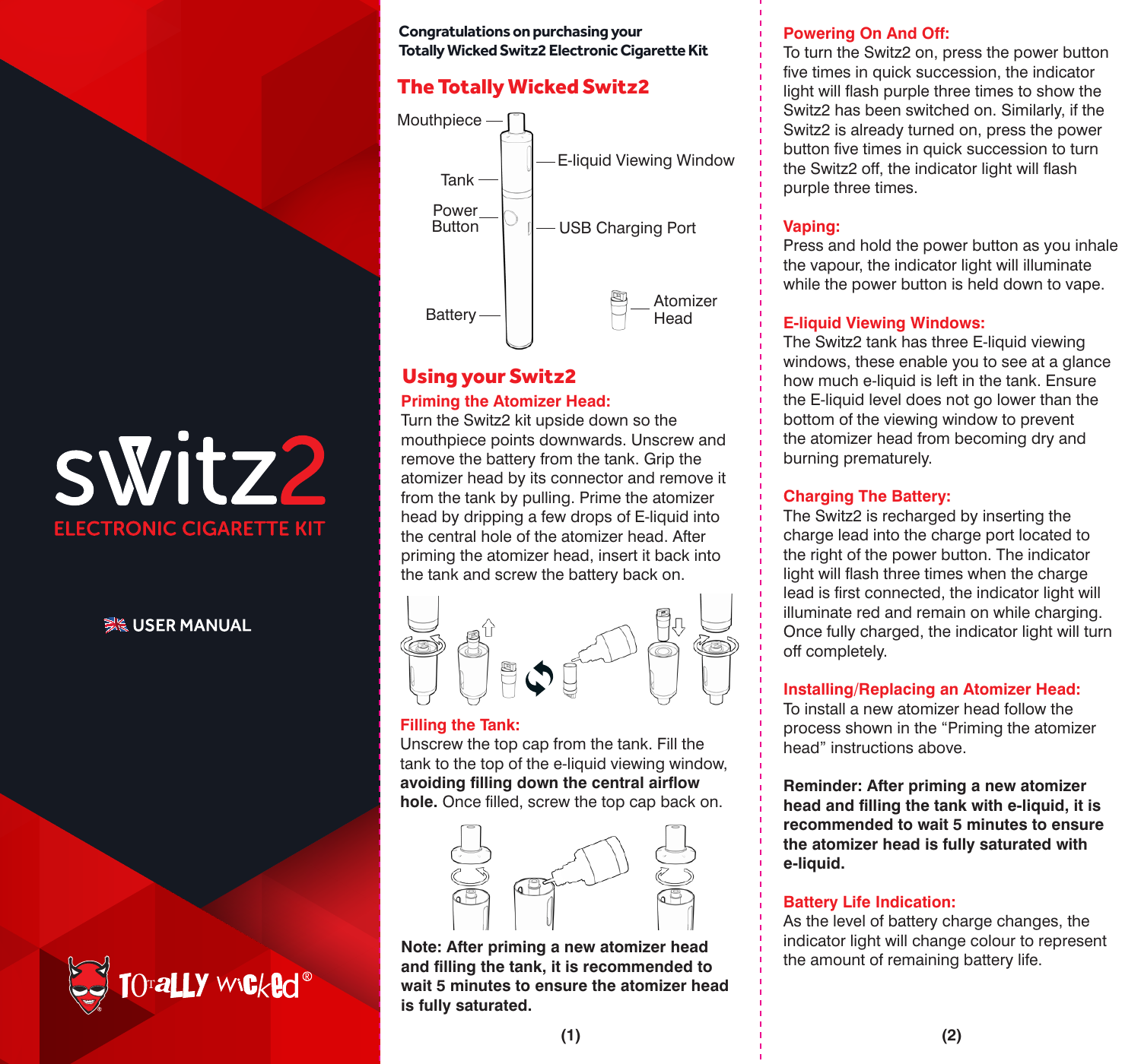# switz2

ELECTRONIC CIGARETTE KIT

USER MANUAL

TOTALLY WICKED®

**Congratulations on purchasing your Totally Wicked Switz2 Electronic Cigarette Kit**

## The Totally Wicked Switz2

Mouthpiece
Tank
Power Button
Battery
E-liquid Viewing Window
USB Charging Port
Atomizer Head

## Using your Switz2

### Priming the Atomizer Head:

Turn the Switz2 kit upside down so the mouthpiece points downwards. Unscrew and remove the battery from the tank. Grip the atomizer head by its connector and remove it from the tank by pulling. Prime the atomizer head by dripping a few drops of E-liquid into the central hole of the atomizer head. After priming the atomizer head, insert it back into the tank and screw the battery back on.

### Filling the Tank:

Unscrew the top cap from the tank. Fill the tank to the top of the e-liquid viewing window, **avoiding filling down the central airflow hole.** Once filled, screw the top cap back on.

**Note: After priming a new atomizer head and filling the tank, it is recommended to wait 5 minutes to ensure the atomizer head is fully saturated.**

### Powering On And Off:

To turn the Switz2 on, press the power button five times in quick succession, the indicator light will flash purple three times to show the Switz2 has been switched on. Similarly, if the Switz2 is already turned on, press the power button five times in quick succession to turn the Switz2 off, the indicator light will flash purple three times.

### Vaping:

Press and hold the power button as you inhale the vapour, the indicator light will illuminate while the power button is held down to vape.

### E-liquid Viewing Windows:

The Switz2 tank has three E-liquid viewing windows, these enable you to see at a glance how much e-liquid is left in the tank. Ensure the E-liquid level does not go lower than the bottom of the viewing window to prevent the atomizer head from becoming dry and burning prematurely.

### Charging The Battery:

The Switz2 is recharged by inserting the charge lead into the charge port located to the right of the power button. The indicator light will flash three times when the charge lead is first connected, the indicator light will illuminate red and remain on while charging. Once fully charged, the indicator light will turn off completely.

### Installing/Replacing an Atomizer Head:

To install a new atomizer head follow the process shown in the "Priming the atomizer head" instructions above.

**Reminder: After priming a new atomizer head and filling the tank with e-liquid, it is recommended to wait 5 minutes to ensure the atomizer head is fully saturated with e-liquid.**

### Battery Life Indication:

As the level of battery charge changes, the indicator light will change colour to represent the amount of remaining battery life.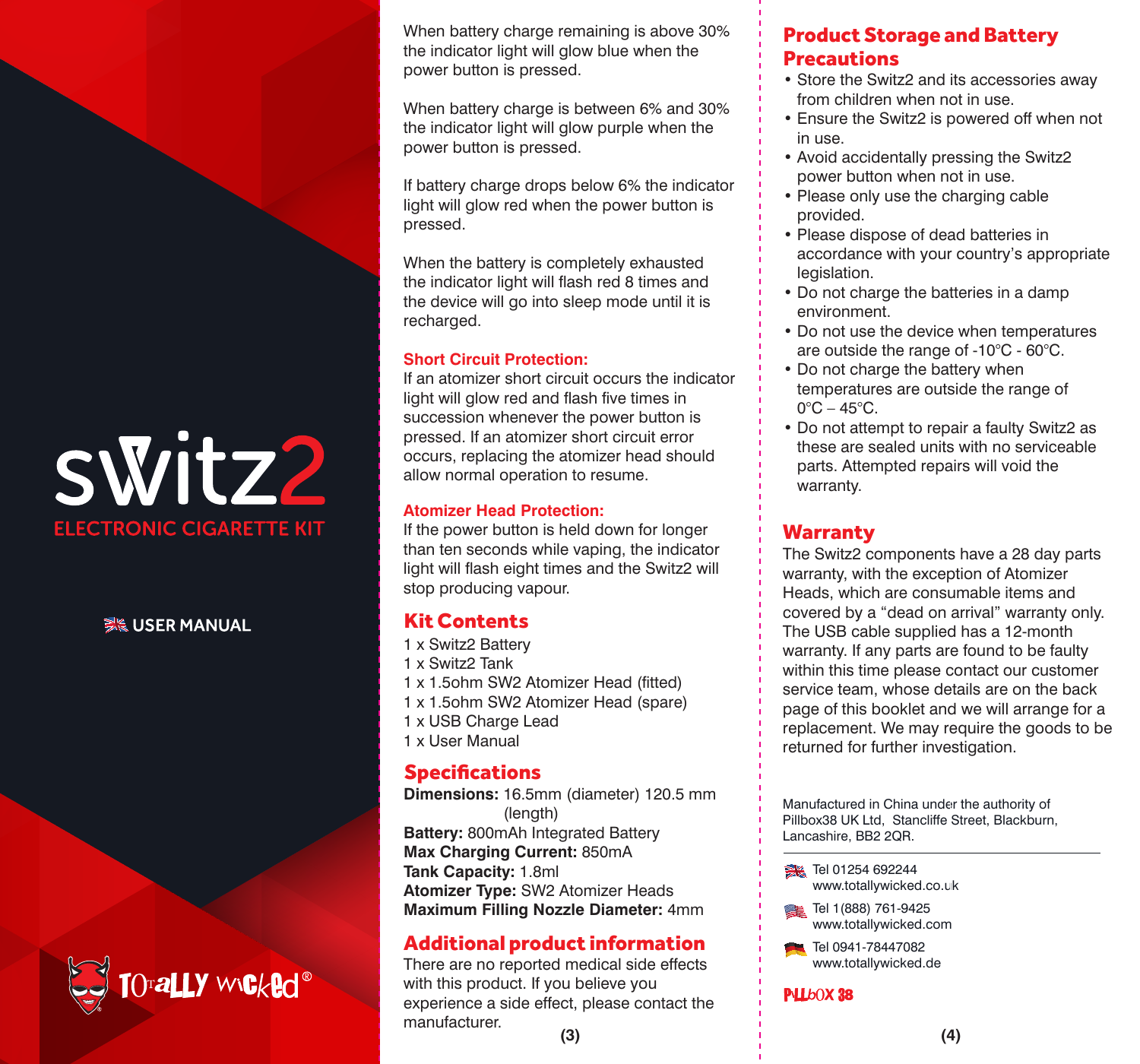# sWitz2

## ELECTRONIC CIGARETTE KIT

USER MANUAL

TOTALLY WICKED®

When battery charge remaining is above 30% the indicator light will glow blue when the power button is pressed.

When battery charge is between 6% and 30% the indicator light will glow purple when the power button is pressed.

If battery charge drops below 6% the indicator light will glow red when the power button is pressed.

When the battery is completely exhausted the indicator light will flash red 8 times and the device will go into sleep mode until it is recharged.

**Short Circuit Protection:**
If an atomizer short circuit occurs the indicator light will glow red and flash five times in succession whenever the power button is pressed. If an atomizer short circuit error occurs, replacing the atomizer head should allow normal operation to resume.

**Atomizer Head Protection:**
If the power button is held down for longer than ten seconds while vaping, the indicator light will flash eight times and the Switz2 will stop producing vapour.

## Kit Contents

1 x Switz2 Battery
1 x Switz2 Tank
1 x 1.5ohm SW2 Atomizer Head (fitted)
1 x 1.5ohm SW2 Atomizer Head (spare)
1 x USB Charge Lead
1 x User Manual

## Specifications

**Dimensions:** 16.5mm (diameter) 120.5 mm (length)
**Battery:** 800mAh Integrated Battery
**Max Charging Current:** 850mA
**Tank Capacity:** 1.8ml
**Atomizer Type:** SW2 Atomizer Heads
**Maximum Filling Nozzle Diameter:** 4mm

## Additional product information

There are no reported medical side effects with this product. If you believe you experience a side effect, please contact the manufacturer.

## Product Storage and Battery Precautions

- Store the Switz2 and its accessories away from children when not in use.
- Ensure the Switz2 is powered off when not in use.
- Avoid accidentally pressing the Switz2 power button when not in use.
- Please only use the charging cable provided.
- Please dispose of dead batteries in accordance with your country's appropriate legislation.
- Do not charge the batteries in a damp environment.
- Do not use the device when temperatures are outside the range of -10°C - 60°C.
- Do not charge the battery when temperatures are outside the range of 0°C – 45°C.
- Do not attempt to repair a faulty Switz2 as these are sealed units with no serviceable parts. Attempted repairs will void the warranty.

## Warranty

The Switz2 components have a 28 day parts warranty, with the exception of Atomizer Heads, which are consumable items and covered by a "dead on arrival" warranty only. The USB cable supplied has a 12-month warranty. If any parts are found to be faulty within this time please contact our customer service team, whose details are on the back page of this booklet and we will arrange for a replacement. We may require the goods to be returned for further investigation.

Manufactured in China under the authority of Pillbox38 UK Ltd, Stancliffe Street, Blackburn, Lancashire, BB2 2QR.

Tel 01254 692244
www.totallywicked.co.uk

Tel 1(888) 761-9425
www.totallywicked.com

Tel 0941-78447082
www.totallywicked.de

PILLBOX 38